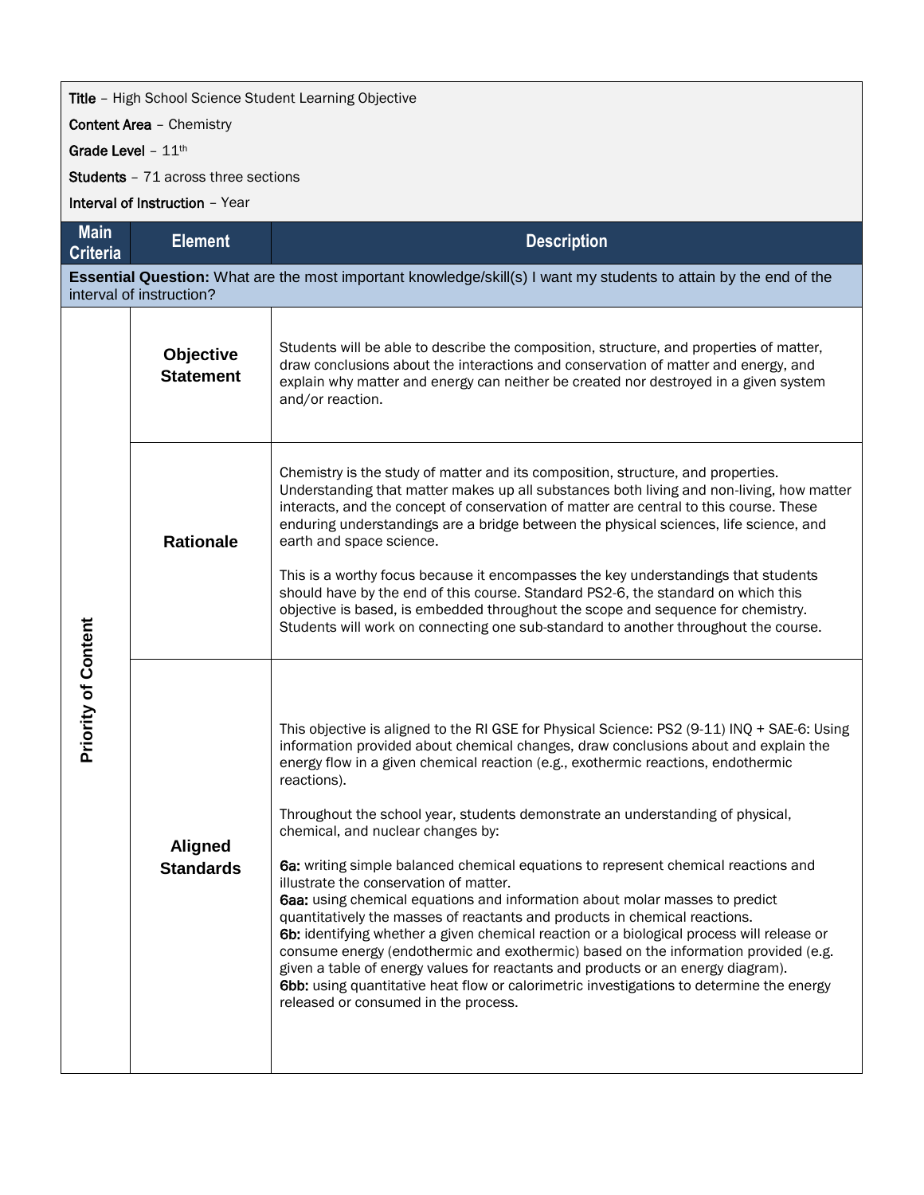**Title** – High School Science Student Learning Objective

**Content Area** – Chemistry

**Grade Level** – 11th

**Students** – 71 across three sections

**Interval of Instruction** – Year

| Main Criteria | Element | Description |
|---|---|---|
| **Essential Question:** What are the most important knowledge/skill(s) I want my students to attain by the end of the interval of instruction? | | |
| Priority of Content | **Objective Statement** | Students will be able to describe the composition, structure, and properties of matter, draw conclusions about the interactions and conservation of matter and energy, and explain why matter and energy can neither be created nor destroyed in a given system and/or reaction. |
| | **Rationale** | Chemistry is the study of matter and its composition, structure, and properties. Understanding that matter makes up all substances both living and non-living, how matter interacts, and the concept of conservation of matter are central to this course. These enduring understandings are a bridge between the physical sciences, life science, and earth and space science.<br><br>This is a worthy focus because it encompasses the key understandings that students should have by the end of this course. Standard PS2-6, the standard on which this objective is based, is embedded throughout the scope and sequence for chemistry. Students will work on connecting one sub-standard to another throughout the course. |
| | **Aligned Standards** | This objective is aligned to the RI GSE for Physical Science: PS2 (9-11) INQ + SAE-6: Using information provided about chemical changes, draw conclusions about and explain the energy flow in a given chemical reaction (e.g., exothermic reactions, endothermic reactions).<br><br>Throughout the school year, students demonstrate an understanding of physical, chemical, and nuclear changes by:<br><br>**6a:** writing simple balanced chemical equations to represent chemical reactions and illustrate the conservation of matter.<br>**6aa:** using chemical equations and information about molar masses to predict quantitatively the masses of reactants and products in chemical reactions.<br>**6b:** identifying whether a given chemical reaction or a biological process will release or consume energy (endothermic and exothermic) based on the information provided (e.g. given a table of energy values for reactants and products or an energy diagram).<br>**6bb:** using quantitative heat flow or calorimetric investigations to determine the energy released or consumed in the process. |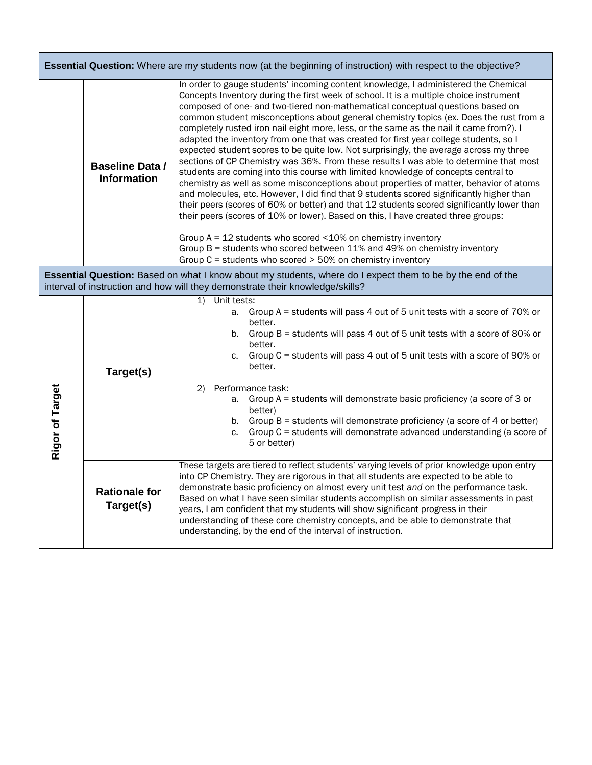| **Essential Question:** Where are my students now (at the beginning of instruction) with respect to the objective? | | |
|---|---|---|
| | **Baseline Data / Information** | In order to gauge students' incoming content knowledge, I administered the Chemical Concepts Inventory during the first week of school. It is a multiple choice instrument composed of one- and two-tiered non-mathematical conceptual questions based on common student misconceptions about general chemistry topics (ex. Does the rust from a completely rusted iron nail eight more, less, or the same as the nail it came from?). I adapted the inventory from one that was created for first year college students, so I expected student scores to be quite low. Not surprisingly, the average across my three sections of CP Chemistry was 36%. From these results I was able to determine that most students are coming into this course with limited knowledge of concepts central to chemistry as well as some misconceptions about properties of matter, behavior of atoms and molecules, etc. However, I did find that 9 students scored significantly higher than their peers (scores of 60% or better) and that 12 students scored significantly lower than their peers (scores of 10% or lower). Based on this, I have created three groups:<br><br>Group A = 12 students who scored <10% on chemistry inventory<br>Group B = students who scored between 11% and 49% on chemistry inventory<br>Group C = students who scored > 50% on chemistry inventory |
| **Essential Question:** Based on what I know about my students, where do I expect them to be by the end of the interval of instruction and how will they demonstrate their knowledge/skills? | | |
| **Rigor of Target** | **Target(s)** | 1) Unit tests:<br>a. Group A = students will pass 4 out of 5 unit tests with a score of 70% or better.<br>b. Group B = students will pass 4 out of 5 unit tests with a score of 80% or better.<br>c. Group C = students will pass 4 out of 5 unit tests with a score of 90% or better.<br><br>2) Performance task:<br>a. Group A = students will demonstrate basic proficiency (a score of 3 or better)<br>b. Group B = students will demonstrate proficiency (a score of 4 or better)<br>c. Group C = students will demonstrate advanced understanding (a score of 5 or better) |
| | **Rationale for Target(s)** | These targets are tiered to reflect students' varying levels of prior knowledge upon entry into CP Chemistry. They are rigorous in that all students are expected to be able to demonstrate basic proficiency on almost every unit test *and* on the performance task. Based on what I have seen similar students accomplish on similar assessments in past years, I am confident that my students will show significant progress in their understanding of these core chemistry concepts, and be able to demonstrate that understanding, by the end of the interval of instruction. |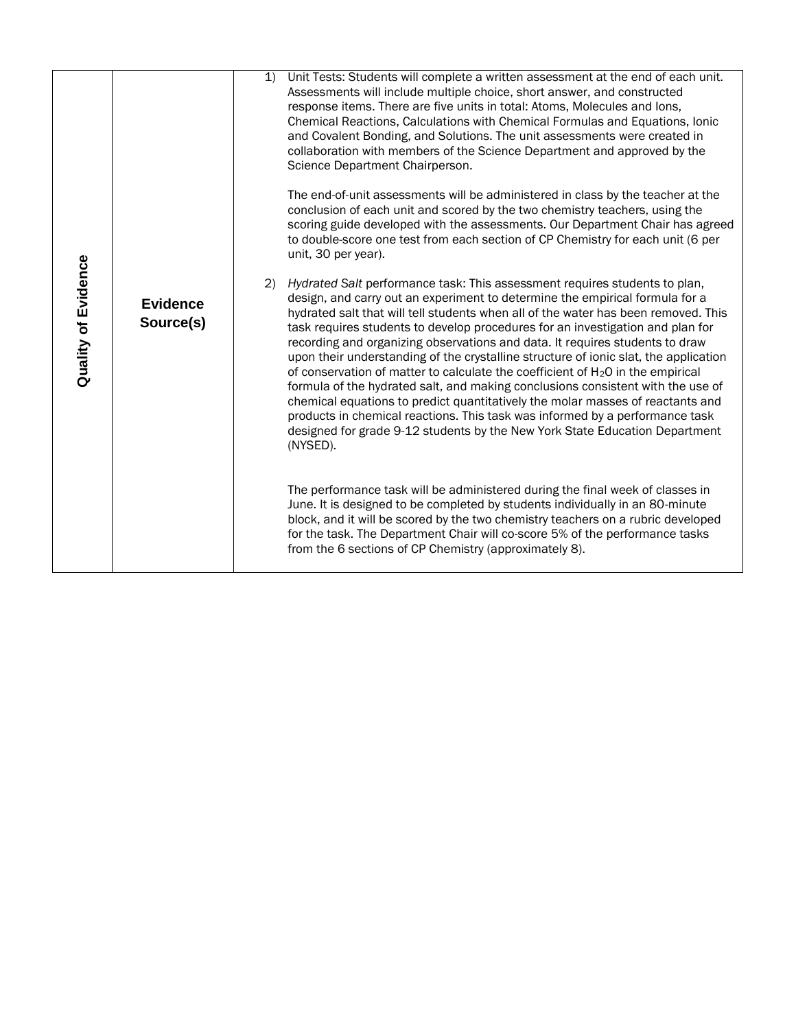| | | |
|---|---|---|
| **Quality of Evidence** | **Evidence Source(s)** | 1) Unit Tests: Students will complete a written assessment at the end of each unit. Assessments will include multiple choice, short answer, and constructed response items. There are five units in total: Atoms, Molecules and Ions, Chemical Reactions, Calculations with Chemical Formulas and Equations, Ionic and Covalent Bonding, and Solutions. The unit assessments were created in collaboration with members of the Science Department and approved by the Science Department Chairperson.<br><br>The end-of-unit assessments will be administered in class by the teacher at the conclusion of each unit and scored by the two chemistry teachers, using the scoring guide developed with the assessments. Our Department Chair has agreed to double-score one test from each section of CP Chemistry for each unit (6 per unit, 30 per year).<br><br>2) *Hydrated Salt* performance task: This assessment requires students to plan, design, and carry out an experiment to determine the empirical formula for a hydrated salt that will tell students when all of the water has been removed. This task requires students to develop procedures for an investigation and plan for recording and organizing observations and data. It requires students to draw upon their understanding of the crystalline structure of ionic slat, the application of conservation of matter to calculate the coefficient of $H_2O$ in the empirical formula of the hydrated salt, and making conclusions consistent with the use of chemical equations to predict quantitatively the molar masses of reactants and products in chemical reactions. This task was informed by a performance task designed for grade 9-12 students by the New York State Education Department (NYSED).<br><br>The performance task will be administered during the final week of classes in June. It is designed to be completed by students individually in an 80-minute block, and it will be scored by the two chemistry teachers on a rubric developed for the task. The Department Chair will co-score 5% of the performance tasks from the 6 sections of CP Chemistry (approximately 8). |